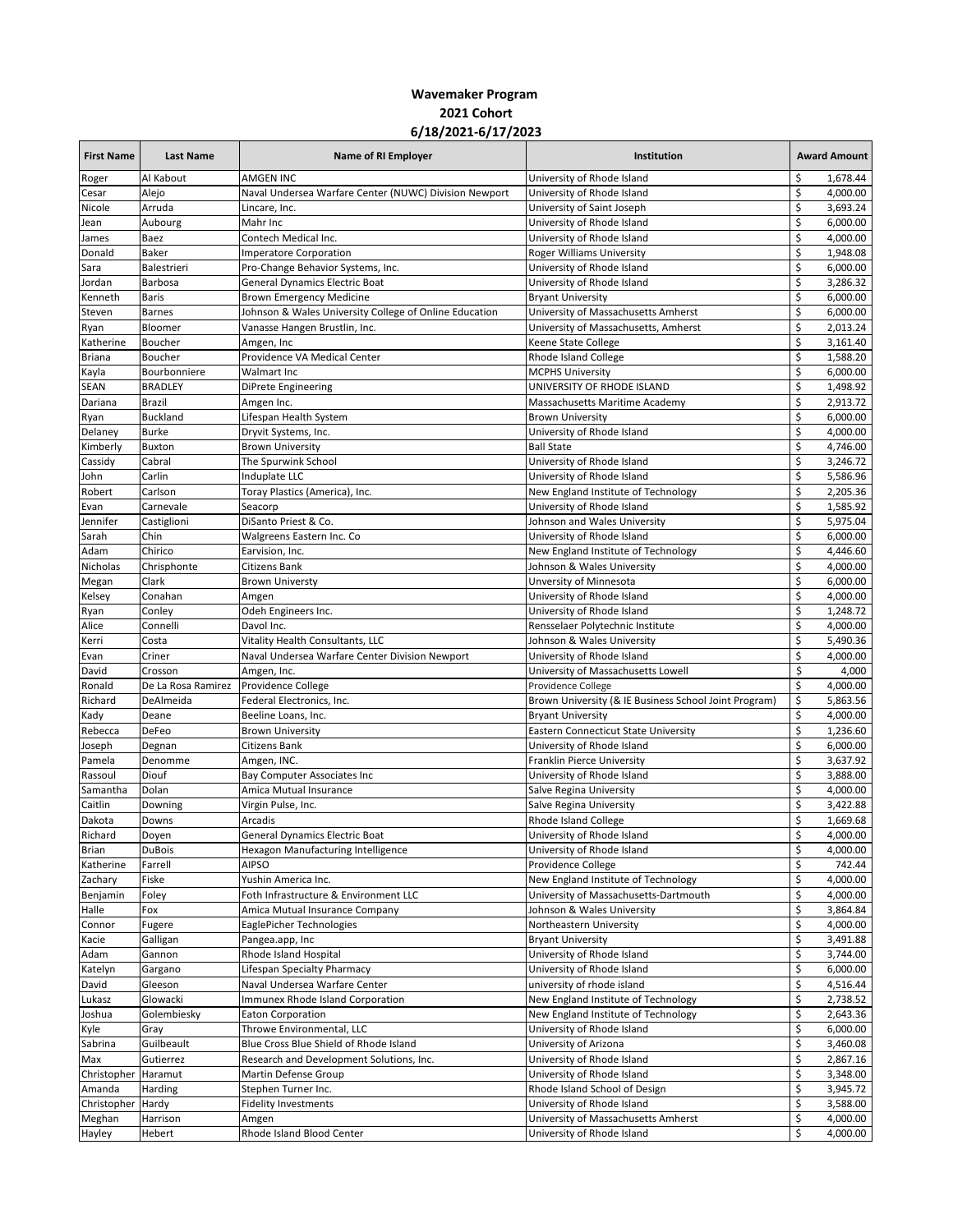# Wavemaker Program
## 2021 Cohort
## 6/18/2021-6/17/2023

| First Name | Last Name | Name of RI Employer | Institution | Award Amount |
|---|---|---|---|---|
| Roger | Al Kabout | AMGEN INC | University of Rhode Island | $ 1,678.44 |
| Cesar | Alejo | Naval Undersea Warfare Center (NUWC) Division Newport | University of Rhode Island | $ 4,000.00 |
| Nicole | Arruda | Lincare, Inc. | University of Saint Joseph | $ 3,693.24 |
| Jean | Aubourg | Mahr Inc | University of Rhode Island | $ 6,000.00 |
| James | Baez | Contech Medical Inc. | University of Rhode Island | $ 4,000.00 |
| Donald | Baker | Imperatore Corporation | Roger Williams University | $ 1,948.08 |
| Sara | Balestrieri | Pro-Change Behavior Systems, Inc. | University of Rhode Island | $ 6,000.00 |
| Jordan | Barbosa | General Dynamics Electric Boat | University of Rhode Island | $ 3,286.32 |
| Kenneth | Baris | Brown Emergency Medicine | Bryant University | $ 6,000.00 |
| Steven | Barnes | Johnson & Wales University College of Online Education | University of Massachusetts Amherst | $ 6,000.00 |
| Ryan | Bloomer | Vanasse Hangen Brustlin, Inc. | University of Massachusetts, Amherst | $ 2,013.24 |
| Katherine | Boucher | Amgen, Inc | Keene State College | $ 3,161.40 |
| Briana | Boucher | Providence VA Medical Center | Rhode Island College | $ 1,588.20 |
| Kayla | Bourbonniere | Walmart Inc | MCPHS University | $ 6,000.00 |
| SEAN | BRADLEY | DiPrete Engineering | UNIVERSITY OF RHODE ISLAND | $ 1,498.92 |
| Dariana | Brazil | Amgen Inc. | Massachusetts Maritime Academy | $ 2,913.72 |
| Ryan | Buckland | Lifespan Health System | Brown University | $ 6,000.00 |
| Delaney | Burke | Dryvit Systems, Inc. | University of Rhode Island | $ 4,000.00 |
| Kimberly | Buxton | Brown University | Ball State | $ 4,746.00 |
| Cassidy | Cabral | The Spurwink School | University of Rhode Island | $ 3,246.72 |
| John | Carlin | Induplate LLC | University of Rhode Island | $ 5,586.96 |
| Robert | Carlson | Toray Plastics (America), Inc. | New England Institute of Technology | $ 2,205.36 |
| Evan | Carnevale | Seacorp | University of Rhode Island | $ 1,585.92 |
| Jennifer | Castiglioni | DiSanto Priest & Co. | Johnson and Wales University | $ 5,975.04 |
| Sarah | Chin | Walgreens Eastern Inc. Co | University of Rhode Island | $ 6,000.00 |
| Adam | Chirico | Earvision, Inc. | New England Institute of Technology | $ 4,446.60 |
| Nicholas | Chrisphonte | Citizens Bank | Johnson & Wales University | $ 4,000.00 |
| Megan | Clark | Brown Universty | Unversity of Minnesota | $ 6,000.00 |
| Kelsey | Conahan | Amgen | University of Rhode Island | $ 4,000.00 |
| Ryan | Conley | Odeh Engineers Inc. | University of Rhode Island | $ 1,248.72 |
| Alice | Connelli | Davol Inc. | Rensselaer Polytechnic Institute | $ 4,000.00 |
| Kerri | Costa | Vitality Health Consultants, LLC | Johnson & Wales University | $ 5,490.36 |
| Evan | Criner | Naval Undersea Warfare Center Division Newport | University of Rhode Island | $ 4,000.00 |
| David | Crosson | Amgen, Inc. | University of Massachusetts Lowell | $ 4,000 |
| Ronald | De La Rosa Ramirez | Providence College | Providence College | $ 4,000.00 |
| Richard | DeAlmeida | Federal Electronics, Inc. | Brown University (& IE Business School Joint Program) | $ 5,863.56 |
| Kady | Deane | Beeline Loans, Inc. | Bryant University | $ 4,000.00 |
| Rebecca | DeFeo | Brown University | Eastern Connecticut State University | $ 1,236.60 |
| Joseph | Degnan | Citizens Bank | University of Rhode Island | $ 6,000.00 |
| Pamela | Denomme | Amgen, INC. | Franklin Pierce University | $ 3,637.92 |
| Rassoul | Diouf | Bay Computer Associates Inc | University of Rhode Island | $ 3,888.00 |
| Samantha | Dolan | Amica Mutual Insurance | Salve Regina University | $ 4,000.00 |
| Caitlin | Downing | Virgin Pulse, Inc. | Salve Regina University | $ 3,422.88 |
| Dakota | Downs | Arcadis | Rhode Island College | $ 1,669.68 |
| Richard | Doyen | General Dynamics Electric Boat | University of Rhode Island | $ 4,000.00 |
| Brian | DuBois | Hexagon Manufacturing Intelligence | University of Rhode Island | $ 4,000.00 |
| Katherine | Farrell | AIPSO | Providence College | $ 742.44 |
| Zachary | Fiske | Yushin America Inc. | New England Institute of Technology | $ 4,000.00 |
| Benjamin | Foley | Foth Infrastructure & Environment LLC | University of Massachusetts-Dartmouth | $ 4,000.00 |
| Halle | Fox | Amica Mutual Insurance Company | Johnson & Wales University | $ 3,864.84 |
| Connor | Fugere | EaglePicher Technologies | Northeastern University | $ 4,000.00 |
| Kacie | Galligan | Pangea.app, Inc | Bryant University | $ 3,491.88 |
| Adam | Gannon | Rhode Island Hospital | University of Rhode Island | $ 3,744.00 |
| Katelyn | Gargano | Lifespan Specialty Pharmacy | University of Rhode Island | $ 6,000.00 |
| David | Gleeson | Naval Undersea Warfare Center | university of rhode island | $ 4,516.44 |
| Lukasz | Glowacki | Immunex Rhode Island Corporation | New England Institute of Technology | $ 2,738.52 |
| Joshua | Golembiesky | Eaton Corporation | New England Institute of Technology | $ 2,643.36 |
| Kyle | Gray | Throwe Environmental, LLC | University of Rhode Island | $ 6,000.00 |
| Sabrina | Guilbeault | Blue Cross Blue Shield of Rhode Island | University of Arizona | $ 3,460.08 |
| Max | Gutierrez | Research and Development Solutions, Inc. | University of Rhode Island | $ 2,867.16 |
| Christopher | Haramut | Martin Defense Group | University of Rhode Island | $ 3,348.00 |
| Amanda | Harding | Stephen Turner Inc. | Rhode Island School of Design | $ 3,945.72 |
| Christopher | Hardy | Fidelity Investments | University of Rhode Island | $ 3,588.00 |
| Meghan | Harrison | Amgen | University of Massachusetts Amherst | $ 4,000.00 |
| Hayley | Hebert | Rhode Island Blood Center | University of Rhode Island | $ 4,000.00 |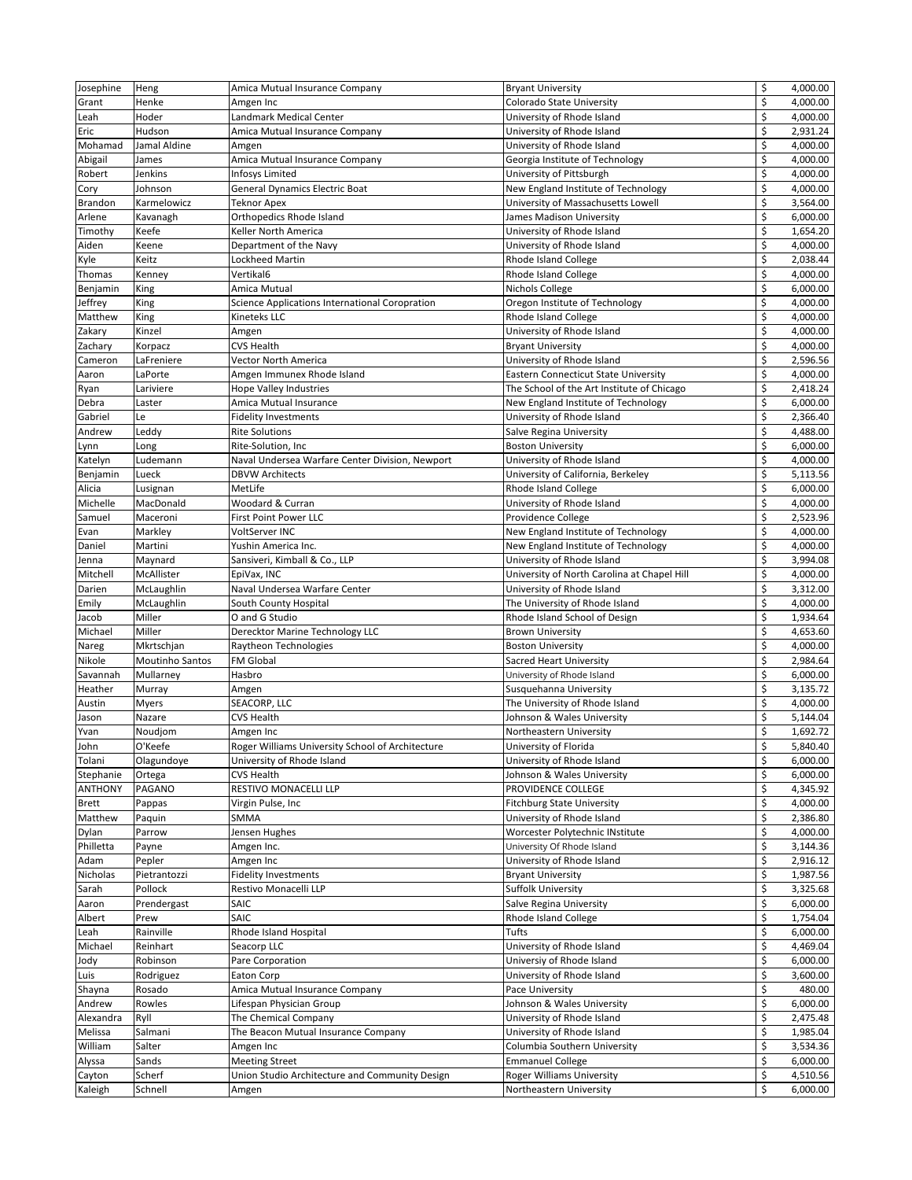| | | | | | |
|---|---|---|---|---|---|
| Josephine | Heng | Amica Mutual Insurance Company | Bryant University | $ | 4,000.00 |
| Grant | Henke | Amgen Inc | Colorado State University | $ | 4,000.00 |
| Leah | Hoder | Landmark Medical Center | University of Rhode Island | $ | 4,000.00 |
| Eric | Hudson | Amica Mutual Insurance Company | University of Rhode Island | $ | 2,931.24 |
| Mohamad | Jamal Aldine | Amgen | University of Rhode Island | $ | 4,000.00 |
| Abigail | James | Amica Mutual Insurance Company | Georgia Institute of Technology | $ | 4,000.00 |
| Robert | Jenkins | Infosys Limited | University of Pittsburgh | $ | 4,000.00 |
| Cory | Johnson | General Dynamics Electric Boat | New England Institute of Technology | $ | 4,000.00 |
| Brandon | Karmelowicz | Teknor Apex | University of Massachusetts Lowell | $ | 3,564.00 |
| Arlene | Kavanagh | Orthopedics Rhode Island | James Madison University | $ | 6,000.00 |
| Timothy | Keefe | Keller North America | University of Rhode Island | $ | 1,654.20 |
| Aiden | Keene | Department of the Navy | University of Rhode Island | $ | 4,000.00 |
| Kyle | Keitz | Lockheed Martin | Rhode Island College | $ | 2,038.44 |
| Thomas | Kenney | Vertikal6 | Rhode Island College | $ | 4,000.00 |
| Benjamin | King | Amica Mutual | Nichols College | $ | 6,000.00 |
| Jeffrey | King | Science Applications International Coropration | Oregon Institute of Technology | $ | 4,000.00 |
| Matthew | King | Kineteks LLC | Rhode Island College | $ | 4,000.00 |
| Zakary | Kinzel | Amgen | University of Rhode Island | $ | 4,000.00 |
| Zachary | Korpacz | CVS Health | Bryant University | $ | 4,000.00 |
| Cameron | LaFreniere | Vector North America | University of Rhode Island | $ | 2,596.56 |
| Aaron | LaPorte | Amgen Immunex Rhode Island | Eastern Connecticut State University | $ | 4,000.00 |
| Ryan | Lariviere | Hope Valley Industries | The School of the Art Institute of Chicago | $ | 2,418.24 |
| Debra | Laster | Amica Mutual Insurance | New England Institute of Technology | $ | 6,000.00 |
| Gabriel | Le | Fidelity Investments | University of Rhode Island | $ | 2,366.40 |
| Andrew | Leddy | Rite Solutions | Salve Regina University | $ | 4,488.00 |
| Lynn | Long | Rite-Solution, Inc | Boston University | $ | 6,000.00 |
| Katelyn | Ludemann | Naval Undersea Warfare Center Division, Newport | University of Rhode Island | $ | 4,000.00 |
| Benjamin | Lueck | DBVW Architects | University of California, Berkeley | $ | 5,113.56 |
| Alicia | Lusignan | MetLife | Rhode Island College | $ | 6,000.00 |
| Michelle | MacDonald | Woodard & Curran | University of Rhode Island | $ | 4,000.00 |
| Samuel | Maceroni | First Point Power LLC | Providence College | $ | 2,523.96 |
| Evan | Markley | VoltServer INC | New England Institute of Technology | $ | 4,000.00 |
| Daniel | Martini | Yushin America Inc. | New England Institute of Technology | $ | 4,000.00 |
| Jenna | Maynard | Sansiveri, Kimball & Co., LLP | University of Rhode Island | $ | 3,994.08 |
| Mitchell | McAllister | EpiVax, INC | University of North Carolina at Chapel Hill | $ | 4,000.00 |
| Darien | McLaughlin | Naval Undersea Warfare Center | University of Rhode Island | $ | 3,312.00 |
| Emily | McLaughlin | South County Hospital | The University of Rhode Island | $ | 4,000.00 |
| Jacob | Miller | O and G Studio | Rhode Island School of Design | $ | 1,934.64 |
| Michael | Miller | Derecktor Marine Technology LLC | Brown University | $ | 4,653.60 |
| Nareg | Mkrtschjan | Raytheon Technologies | Boston University | $ | 4,000.00 |
| Nikole | Moutinho Santos | FM Global | Sacred Heart University | $ | 2,984.64 |
| Savannah | Mullarney | Hasbro | University of Rhode Island | $ | 6,000.00 |
| Heather | Murray | Amgen | Susquehanna University | $ | 3,135.72 |
| Austin | Myers | SEACORP, LLC | The University of Rhode Island | $ | 4,000.00 |
| Jason | Nazare | CVS Health | Johnson & Wales University | $ | 5,144.04 |
| Yvan | Noudjom | Amgen Inc | Northeastern University | $ | 1,692.72 |
| John | O'Keefe | Roger Williams University School of Architecture | University of Florida | $ | 5,840.40 |
| Tolani | Olagundoye | University of Rhode Island | University of Rhode Island | $ | 6,000.00 |
| Stephanie | Ortega | CVS Health | Johnson & Wales University | $ | 6,000.00 |
| ANTHONY | PAGANO | RESTIVO MONACELLI LLP | PROVIDENCE COLLEGE | $ | 4,345.92 |
| Brett | Pappas | Virgin Pulse, Inc | Fitchburg State University | $ | 4,000.00 |
| Matthew | Paquin | SMMA | University of Rhode Island | $ | 2,386.80 |
| Dylan | Parrow | Jensen Hughes | Worcester Polytechnic INstitute | $ | 4,000.00 |
| Philletta | Payne | Amgen Inc. | University Of Rhode Island | $ | 3,144.36 |
| Adam | Pepler | Amgen Inc | University of Rhode Island | $ | 2,916.12 |
| Nicholas | Pietrantozzi | Fidelity Investments | Bryant University | $ | 1,987.56 |
| Sarah | Pollock | Restivo Monacelli LLP | Suffolk University | $ | 3,325.68 |
| Aaron | Prendergast | SAIC | Salve Regina University | $ | 6,000.00 |
| Albert | Prew | SAIC | Rhode Island College | $ | 1,754.04 |
| Leah | Rainville | Rhode Island Hospital | Tufts | $ | 6,000.00 |
| Michael | Reinhart | Seacorp LLC | University of Rhode Island | $ | 4,469.04 |
| Jody | Robinson | Pare Corporation | Universiy of Rhode Island | $ | 6,000.00 |
| Luis | Rodriguez | Eaton Corp | University of Rhode Island | $ | 3,600.00 |
| Shayna | Rosado | Amica Mutual Insurance Company | Pace University | $ | 480.00 |
| Andrew | Rowles | Lifespan Physician Group | Johnson & Wales University | $ | 6,000.00 |
| Alexandra | Ryll | The Chemical Company | University of Rhode Island | $ | 2,475.48 |
| Melissa | Salmani | The Beacon Mutual Insurance Company | University of Rhode Island | $ | 1,985.04 |
| William | Salter | Amgen Inc | Columbia Southern University | $ | 3,534.36 |
| Alyssa | Sands | Meeting Street | Emmanuel College | $ | 6,000.00 |
| Cayton | Scherf | Union Studio Architecture and Community Design | Roger Williams University | $ | 4,510.56 |
| Kaleigh | Schnell | Amgen | Northeastern University | $ | 6,000.00 |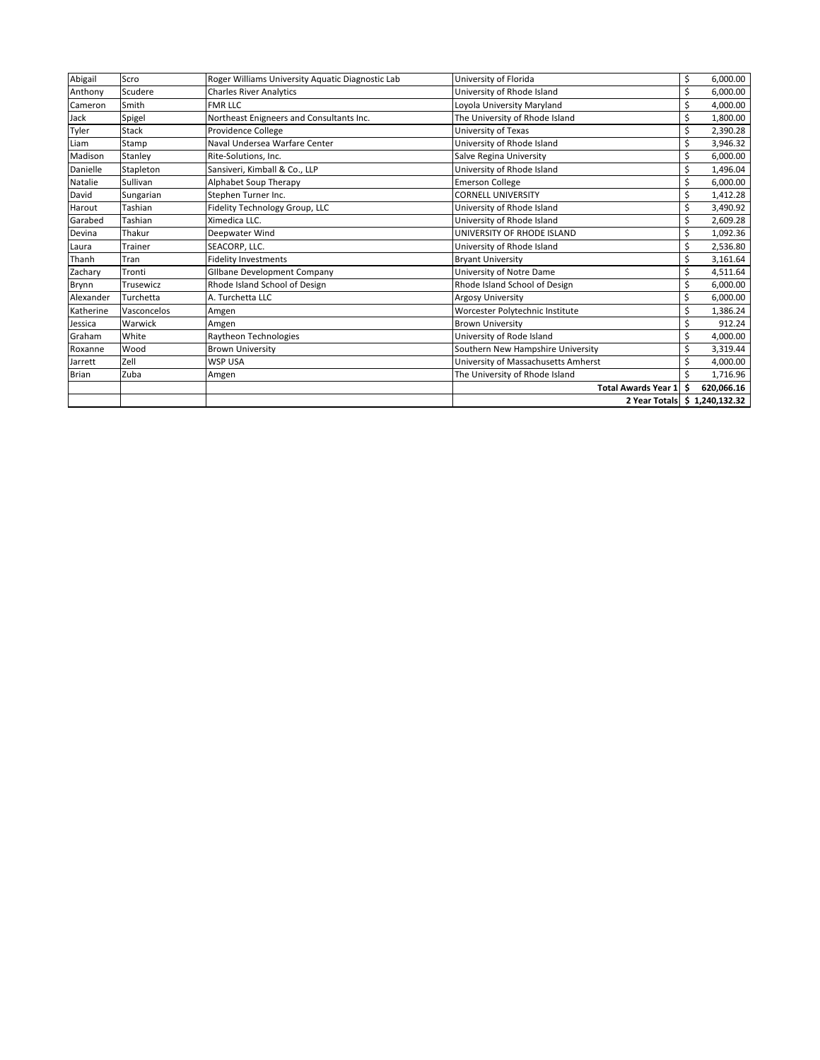| | | | | |
|---|---|---|---|---|
| Abigail | Scro | Roger Williams University Aquatic Diagnostic Lab | University of Florida | $ 6,000.00 |
| Anthony | Scudere | Charles River Analytics | University of Rhode Island | $ 6,000.00 |
| Cameron | Smith | FMR LLC | Loyola University Maryland | $ 4,000.00 |
| Jack | Spigel | Northeast Enigneers and Consultants Inc. | The University of Rhode Island | $ 1,800.00 |
| Tyler | Stack | Providence College | University of Texas | $ 2,390.28 |
| Liam | Stamp | Naval Undersea Warfare Center | University of Rhode Island | $ 3,946.32 |
| Madison | Stanley | Rite-Solutions, Inc. | Salve Regina University | $ 6,000.00 |
| Danielle | Stapleton | Sansiveri, Kimball & Co., LLP | University of Rhode Island | $ 1,496.04 |
| Natalie | Sullivan | Alphabet Soup Therapy | Emerson College | $ 6,000.00 |
| David | Sungarian | Stephen Turner Inc. | CORNELL UNIVERSITY | $ 1,412.28 |
| Harout | Tashian | Fidelity Technology Group, LLC | University of Rhode Island | $ 3,490.92 |
| Garabed | Tashian | Ximedica LLC. | University of Rhode Island | $ 2,609.28 |
| Devina | Thakur | Deepwater Wind | UNIVERSITY OF RHODE ISLAND | $ 1,092.36 |
| Laura | Trainer | SEACORP, LLC. | University of Rhode Island | $ 2,536.80 |
| Thanh | Tran | Fidelity Investments | Bryant University | $ 3,161.64 |
| Zachary | Tronti | GIlbane Development Company | University of Notre Dame | $ 4,511.64 |
| Brynn | Trusewicz | Rhode Island School of Design | Rhode Island School of Design | $ 6,000.00 |
| Alexander | Turchetta | A. Turchetta LLC | Argosy University | $ 6,000.00 |
| Katherine | Vasconcelos | Amgen | Worcester Polytechnic Institute | $ 1,386.24 |
| Jessica | Warwick | Amgen | Brown University | $ 912.24 |
| Graham | White | Raytheon Technologies | University of Rode Island | $ 4,000.00 |
| Roxanne | Wood | Brown University | Southern New Hampshire University | $ 3,319.44 |
| Jarrett | Zell | WSP USA | University of Massachusetts Amherst | $ 4,000.00 |
| Brian | Zuba | Amgen | The University of Rhode Island | $ 1,716.96 |
| | | | **Total Awards Year 1** | **$ 620,066.16** |
| | | | **2 Year Totals** | **$ 1,240,132.32** |